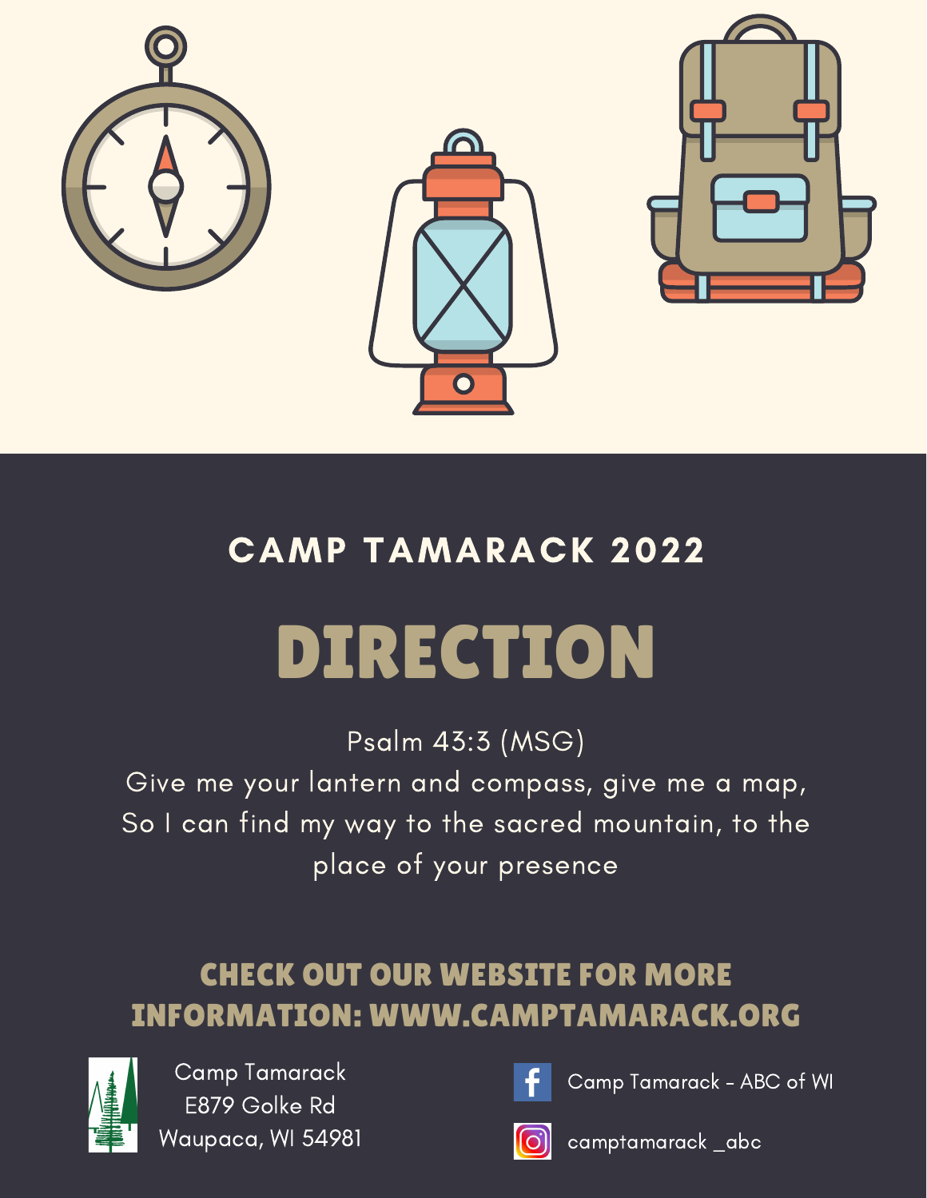## CAMP TAMARACK 2022

# DIRECTION

Psalm 43:3 (MSG)
Give me your lantern and compass, give me a map,
So I can find my way to the sacred mountain, to the place of your presence

## CHECK OUT OUR WEBSITE FOR MORE INFORMATION: WWW.CAMPTAMARACK.ORG

Camp Tamarack
E879 Golke Rd
Waupaca, WI 54981

Camp Tamarack - ABC of WI

camptamarack _abc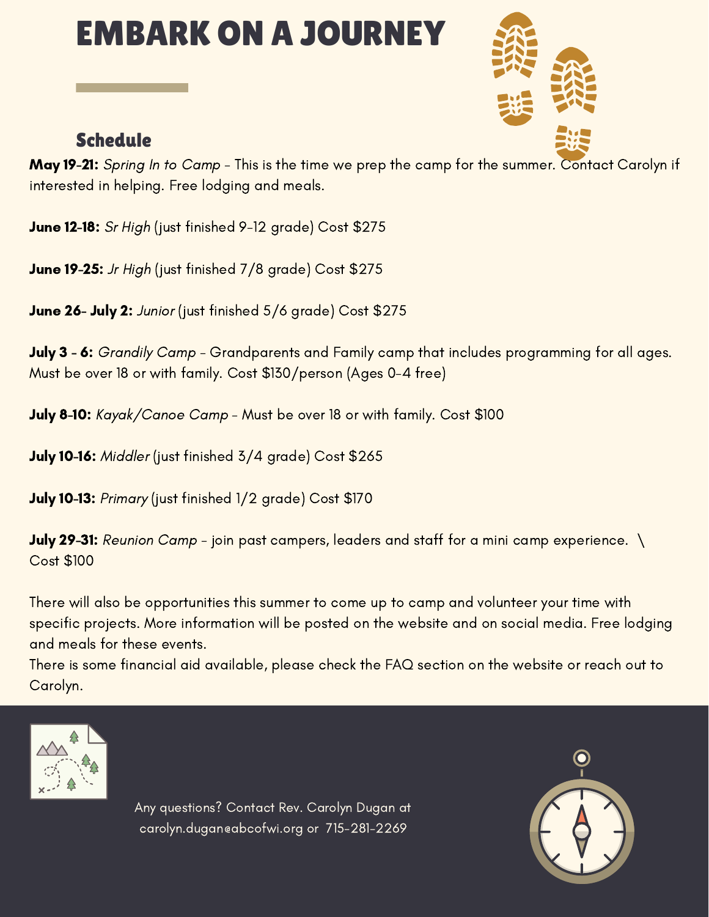# EMBARK ON A JOURNEY

## Schedule

**May 19-21:** *Spring In to Camp* - This is the time we prep the camp for the summer. Contact Carolyn if interested in helping. Free lodging and meals.

**June 12-18:** *Sr High* (just finished 9-12 grade) Cost $275

**June 19-25:** *Jr High* (just finished 7/8 grade) Cost $275

**June 26- July 2:** *Junior* (just finished 5/6 grade) Cost $275

**July 3 - 6:** *Grandily Camp* - Grandparents and Family camp that includes programming for all ages. Must be over 18 or with family. Cost $130/person (Ages 0-4 free)

**July 8-10:** *Kayak/Canoe Camp* - Must be over 18 or with family. Cost $100

**July 10-16:** *Middler* (just finished 3/4 grade) Cost $265

**July 10-13:** *Primary* (just finished 1/2 grade) Cost $170

**July 29-31:** *Reunion Camp* - join past campers, leaders and staff for a mini camp experience. \
Cost $100

There will also be opportunities this summer to come up to camp and volunteer your time with specific projects. More information will be posted on the website and on social media. Free lodging and meals for these events.
There is some financial aid available, please check the FAQ section on the website or reach out to Carolyn.

Any questions? Contact Rev. Carolyn Dugan at carolyn.dugan@abcofwi.org or 715-281-2269